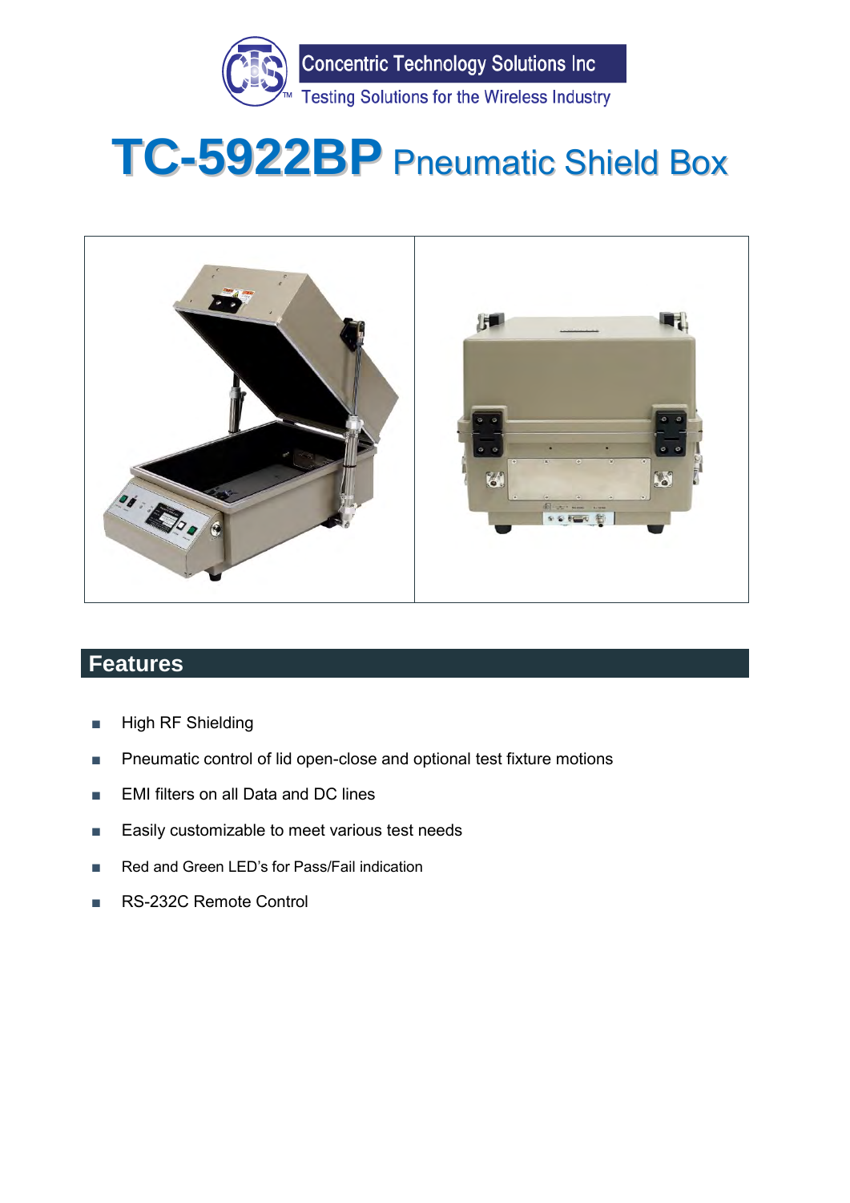Concentric Technology Solutions Inc

Testing Solutions for the Wireless Industry

# TC-5922BP Pneumatic Shield Box

## Features

- High RF Shielding
- Pneumatic control of lid open-close and optional test fixture motions
- EMI filters on all Data and DC lines
- Easily customizable to meet various test needs
- Red and Green LED's for Pass/Fail indication
- RS-232C Remote Control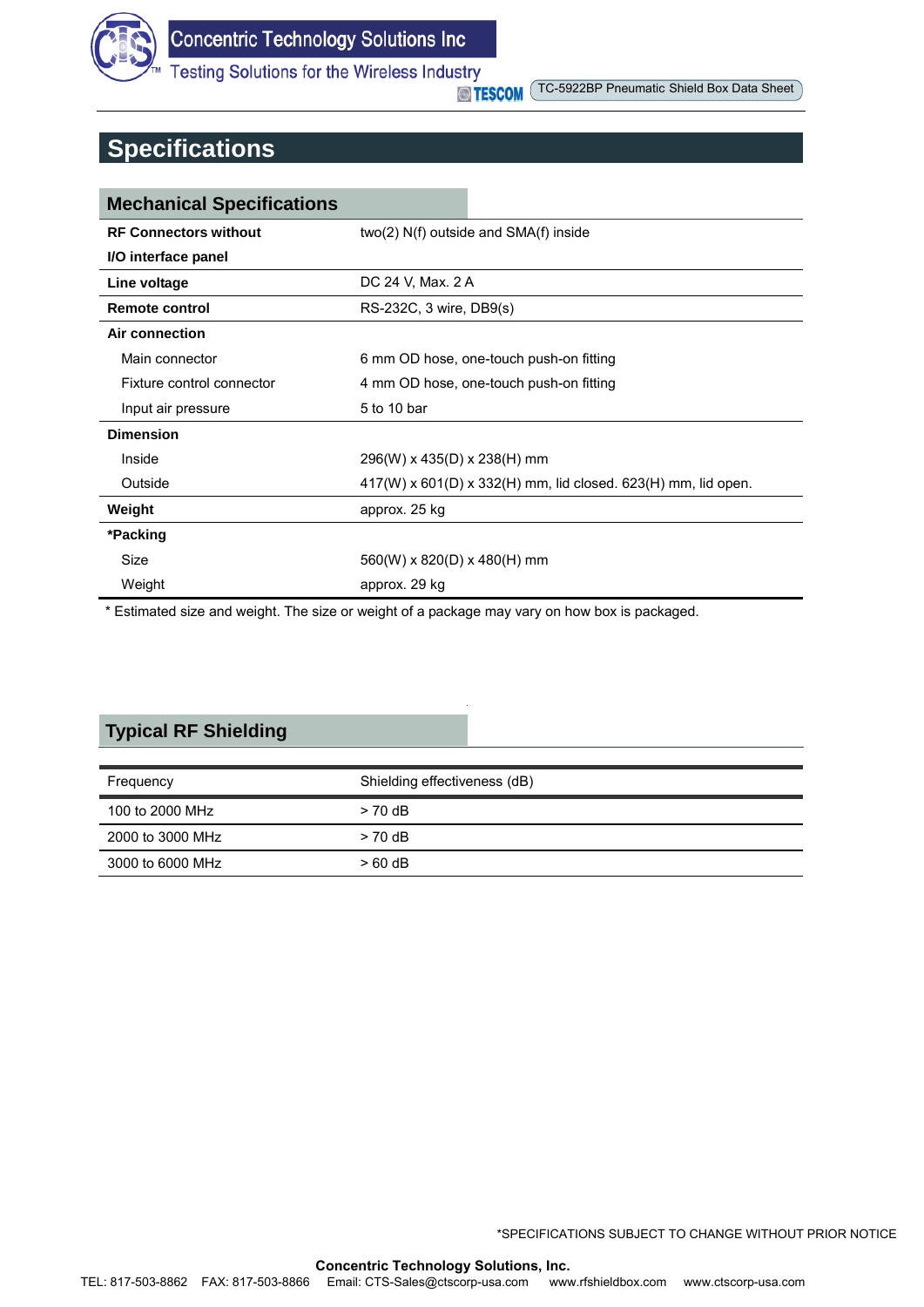# Specifications

## Mechanical Specifications

| | |
|---|---|
| **RF Connectors without I/O interface panel** | two(2) N(f) outside and SMA(f) inside |
| **Line voltage** | DC 24 V, Max. 2 A |
| **Remote control** | RS-232C, 3 wire, DB9(s) |
| **Air connection** | |
| Main connector | 6 mm OD hose, one-touch push-on fitting |
| Fixture control connector | 4 mm OD hose, one-touch push-on fitting |
| Input air pressure | 5 to 10 bar |
| **Dimension** | |
| Inside | 296(W) x 435(D) x 238(H) mm |
| Outside | 417(W) x 601(D) x 332(H) mm, lid closed. 623(H) mm, lid open. |
| **Weight** | approx. 25 kg |
| ***Packing** | |
| Size | 560(W) x 820(D) x 480(H) mm |
| Weight | approx. 29 kg |

* Estimated size and weight. The size or weight of a package may vary on how box is packaged.

## Typical RF Shielding

| Frequency | Shielding effectiveness (dB) |
|---|---|
| 100 to 2000 MHz | > 70 dB |
| 2000 to 3000 MHz | > 70 dB |
| 3000 to 6000 MHz | > 60 dB |

*SPECIFICATIONS SUBJECT TO CHANGE WITHOUT PRIOR NOTICE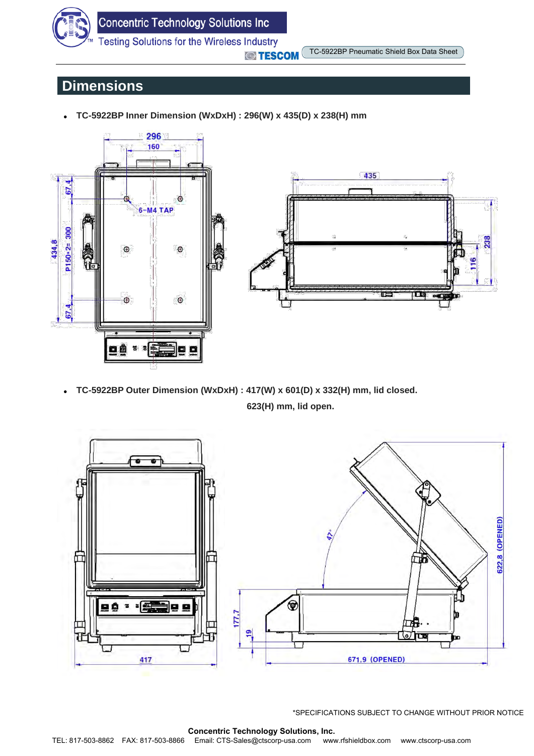## Dimensions

- **TC-5922BP Inner Dimension (WxDxH) : 296(W) x 435(D) x 238(H) mm**

- **TC-5922BP Outer Dimension (WxDxH) : 417(W) x 601(D) x 332(H) mm, lid closed.**

  **623(H) mm, lid open.**

*SPECIFICATIONS SUBJECT TO CHANGE WITHOUT PRIOR NOTICE

**Concentric Technology Solutions, Inc.**

TEL: 817-503-8862 FAX: 817-503-8866 Email: CTS-Sales@ctscorp-usa.com www.rfshieldbox.com www.ctscorp-usa.com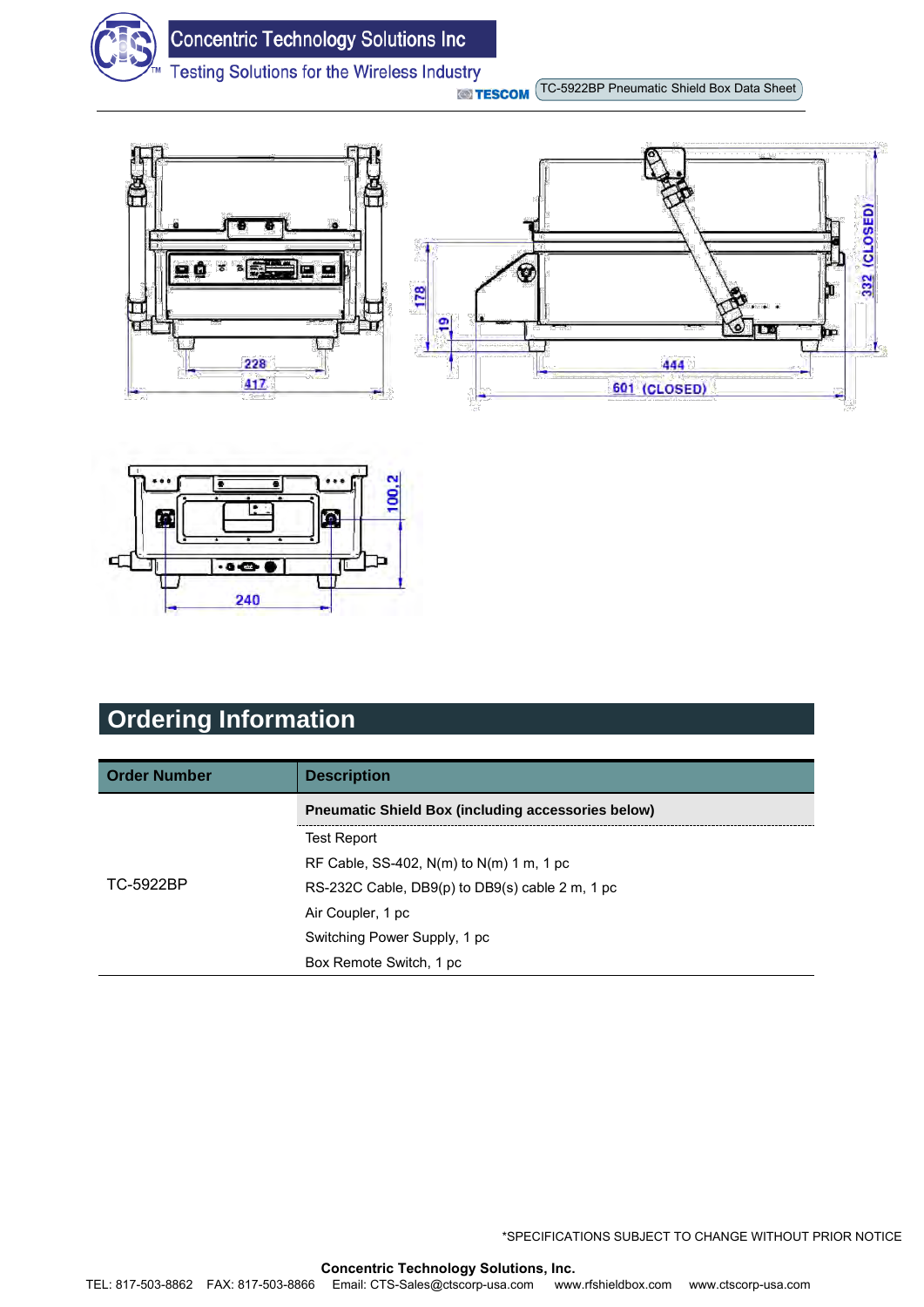## Ordering Information

| Order Number | Description |
|---|---|
| TC-5922BP | **Pneumatic Shield Box (including accessories below)** |
| | Test Report |
| | RF Cable, SS-402, N(m) to N(m) 1 m, 1 pc |
| | RS-232C Cable, DB9(p) to DB9(s) cable 2 m, 1 pc |
| | Air Coupler, 1 pc |
| | Switching Power Supply, 1 pc |
| | Box Remote Switch, 1 pc |

*SPECIFICATIONS SUBJECT TO CHANGE WITHOUT PRIOR NOTICE

**Concentric Technology Solutions, Inc.**

TEL: 817-503-8862 FAX: 817-503-8866 Email: CTS-Sales@ctscorp-usa.com www.rfshieldbox.com www.ctscorp-usa.com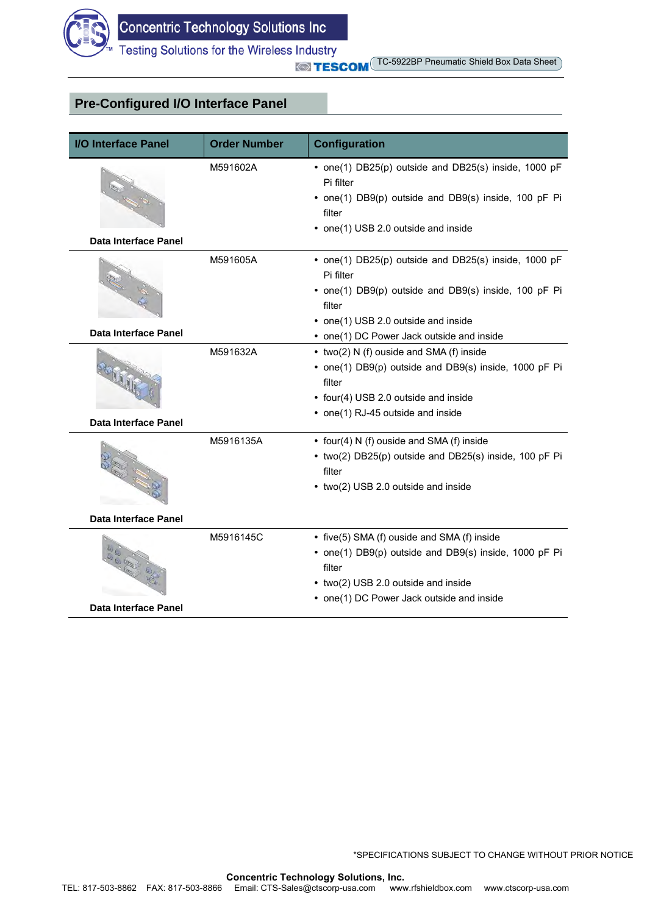## Pre-Configured I/O Interface Panel

| I/O Interface Panel | Order Number | Configuration |
|---|---|---|
| Data Interface Panel | M591602A | • one(1) DB25(p) outside and DB25(s) inside, 1000 pF Pi filter<br>• one(1) DB9(p) outside and DB9(s) inside, 100 pF Pi filter<br>• one(1) USB 2.0 outside and inside |
| Data Interface Panel | M591605A | • one(1) DB25(p) outside and DB25(s) inside, 1000 pF Pi filter<br>• one(1) DB9(p) outside and DB9(s) inside, 100 pF Pi filter<br>• one(1) USB 2.0 outside and inside<br>• one(1) DC Power Jack outside and inside |
| Data Interface Panel | M591632A | • two(2) N (f) ouside and SMA (f) inside<br>• one(1) DB9(p) outside and DB9(s) inside, 1000 pF Pi filter<br>• four(4) USB 2.0 outside and inside<br>• one(1) RJ-45 outside and inside |
| Data Interface Panel | M5916135A | • four(4) N (f) ouside and SMA (f) inside<br>• two(2) DB25(p) outside and DB25(s) inside, 100 pF Pi filter<br>• two(2) USB 2.0 outside and inside |
| Data Interface Panel | M5916145C | • five(5) SMA (f) ouside and SMA (f) inside<br>• one(1) DB9(p) outside and DB9(s) inside, 1000 pF Pi filter<br>• two(2) USB 2.0 outside and inside<br>• one(1) DC Power Jack outside and inside |

*SPECIFICATIONS SUBJECT TO CHANGE WITHOUT PRIOR NOTICE

**Concentric Technology Solutions, Inc.**
TEL: 817-503-8862 FAX: 817-503-8866 Email: CTS-Sales@ctscorp-usa.com www.rfshieldbox.com www.ctscorp-usa.com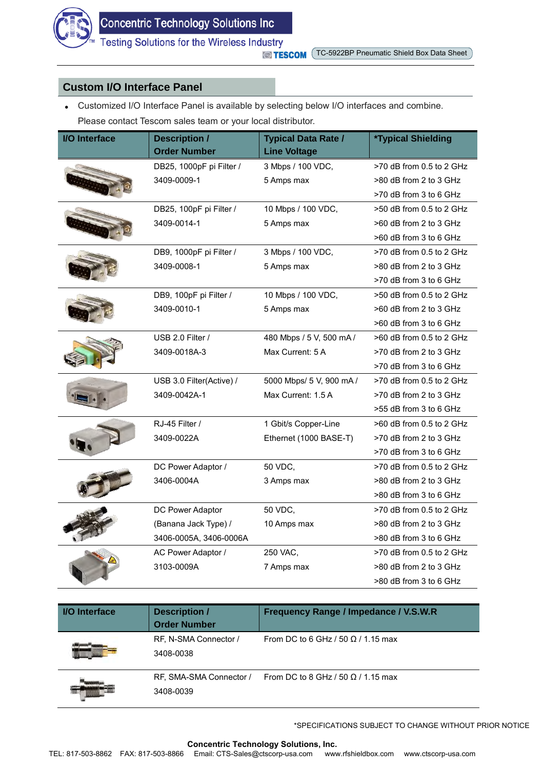## Custom I/O Interface Panel

- Customized I/O Interface Panel is available by selecting below I/O interfaces and combine. Please contact Tescom sales team or your local distributor.

| I/O Interface | Description / Order Number | Typical Data Rate / Line Voltage | *Typical Shielding |
|---|---|---|---|
| | DB25, 1000pF pi Filter / 3409-0009-1 | 3 Mbps / 100 VDC, 5 Amps max | >70 dB from 0.5 to 2 GHz<br>>80 dB from 2 to 3 GHz<br>>70 dB from 3 to 6 GHz |
| | DB25, 100pF pi Filter / 3409-0014-1 | 10 Mbps / 100 VDC, 5 Amps max | >50 dB from 0.5 to 2 GHz<br>>60 dB from 2 to 3 GHz<br>>60 dB from 3 to 6 GHz |
| | DB9, 1000pF pi Filter / 3409-0008-1 | 3 Mbps / 100 VDC, 5 Amps max | >70 dB from 0.5 to 2 GHz<br>>80 dB from 2 to 3 GHz<br>>70 dB from 3 to 6 GHz |
| | DB9, 100pF pi Filter / 3409-0010-1 | 10 Mbps / 100 VDC, 5 Amps max | >50 dB from 0.5 to 2 GHz<br>>60 dB from 2 to 3 GHz<br>>60 dB from 3 to 6 GHz |
| | USB 2.0 Filter / 3409-0018A-3 | 480 Mbps / 5 V, 500 mA / Max Current: 5 A | >60 dB from 0.5 to 2 GHz<br>>70 dB from 2 to 3 GHz<br>>70 dB from 3 to 6 GHz |
| | USB 3.0 Filter(Active) / 3409-0042A-1 | 5000 Mbps/ 5 V, 900 mA / Max Current: 1.5 A | >70 dB from 0.5 to 2 GHz<br>>70 dB from 2 to 3 GHz<br>>55 dB from 3 to 6 GHz |
| | RJ-45 Filter / 3409-0022A | 1 Gbit/s Copper-Line Ethernet (1000 BASE-T) | >60 dB from 0.5 to 2 GHz<br>>70 dB from 2 to 3 GHz<br>>70 dB from 3 to 6 GHz |
| | DC Power Adaptor / 3406-0004A | 50 VDC, 3 Amps max | >70 dB from 0.5 to 2 GHz<br>>80 dB from 2 to 3 GHz<br>>80 dB from 3 to 6 GHz |
| | DC Power Adaptor (Banana Jack Type) / 3406-0005A, 3406-0006A | 50 VDC, 10 Amps max | >70 dB from 0.5 to 2 GHz<br>>80 dB from 2 to 3 GHz<br>>80 dB from 3 to 6 GHz |
| | AC Power Adaptor / 3103-0009A | 250 VAC, 7 Amps max | >70 dB from 0.5 to 2 GHz<br>>80 dB from 2 to 3 GHz<br>>80 dB from 3 to 6 GHz |

| I/O Interface | Description / Order Number | Frequency Range / Impedance / V.S.W.R |
|---|---|---|
| | RF, N-SMA Connector / 3408-0038 | From DC to 6 GHz / 50 Ω / 1.15 max |
| | RF, SMA-SMA Connector / 3408-0039 | From DC to 8 GHz / 50 Ω / 1.15 max |

*SPECIFICATIONS SUBJECT TO CHANGE WITHOUT PRIOR NOTICE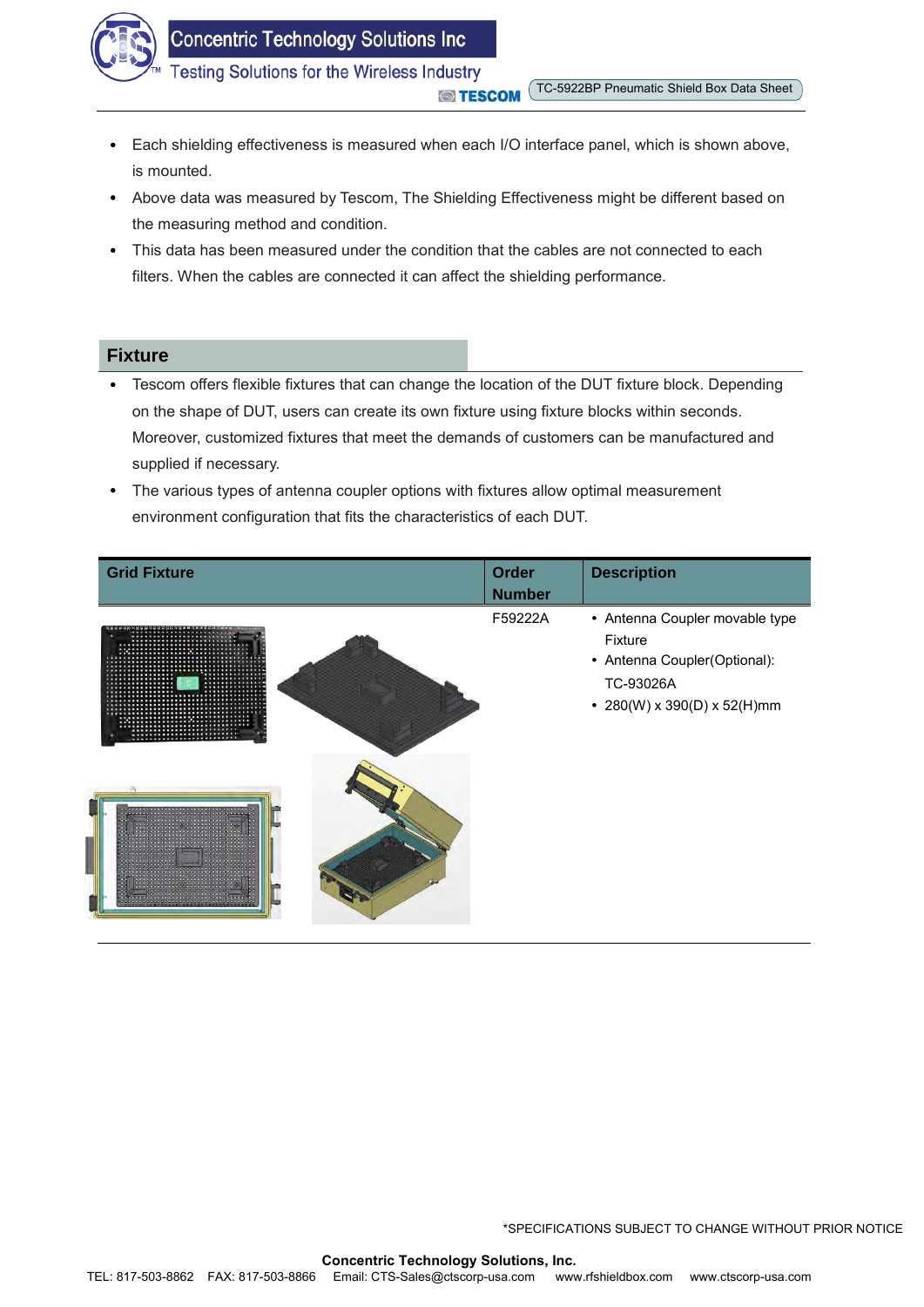- Each shielding effectiveness is measured when each I/O interface panel, which is shown above, is mounted.
- Above data was measured by Tescom, The Shielding Effectiveness might be different based on the measuring method and condition.
- This data has been measured under the condition that the cables are not connected to each filters. When the cables are connected it can affect the shielding performance.

## Fixture

- Tescom offers flexible fixtures that can change the location of the DUT fixture block. Depending on the shape of DUT, users can create its own fixture using fixture blocks within seconds. Moreover, customized fixtures that meet the demands of customers can be manufactured and supplied if necessary.
- The various types of antenna coupler options with fixtures allow optimal measurement environment configuration that fits the characteristics of each DUT.

| Grid Fixture | Order Number | Description |
|---|---|---|
| | F59222A | • Antenna Coupler movable type Fixture<br>• Antenna Coupler(Optional): TC-93026A<br>• 280(W) x 390(D) x 52(H)mm |

*SPECIFICATIONS SUBJECT TO CHANGE WITHOUT PRIOR NOTICE

**Concentric Technology Solutions, Inc.**

TEL: 817-503-8862 FAX: 817-503-8866 Email: CTS-Sales@ctscorp-usa.com www.rfshieldbox.com www.ctscorp-usa.com